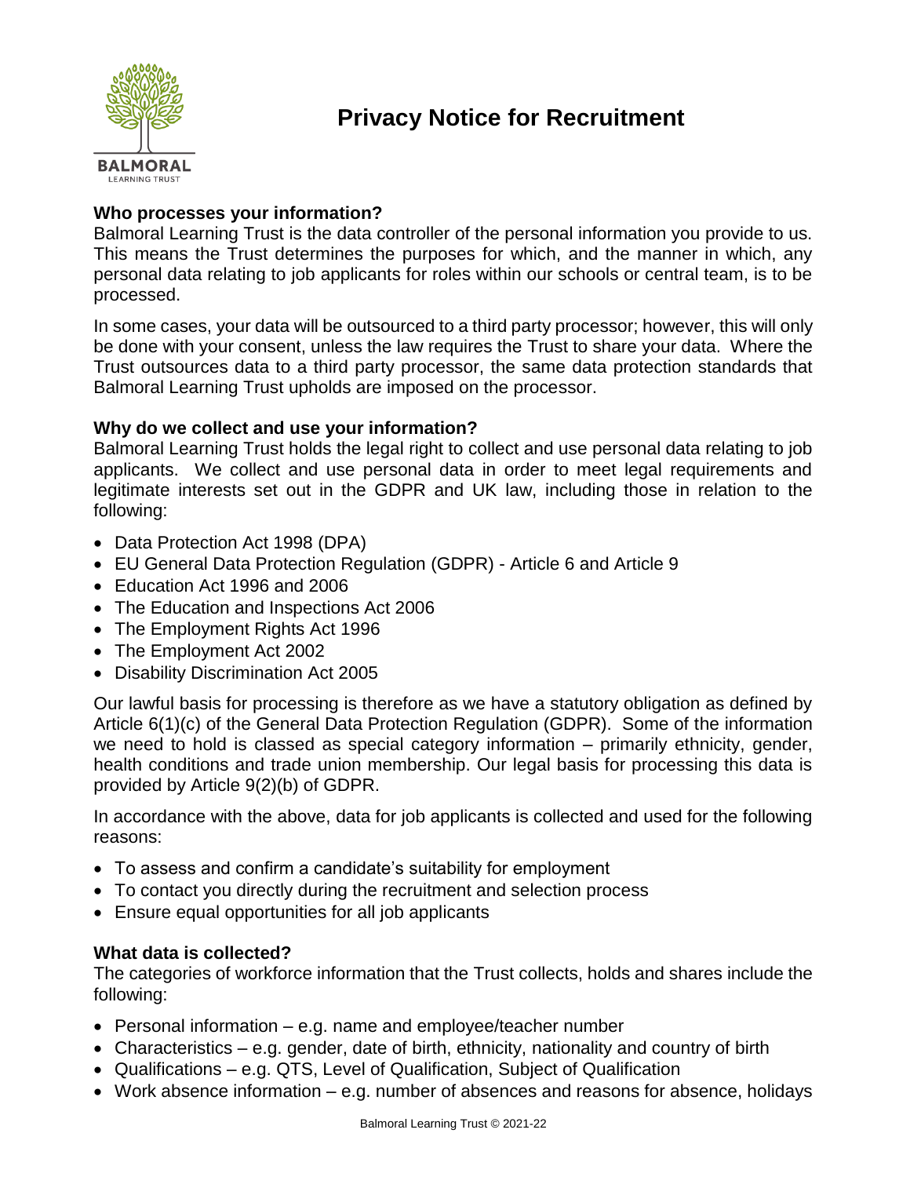# Privacy Notice for Recruitment

## Who processes your information?

Balmoral Learning Trust is the data controller of the personal information you provide to us. This means the Trust determines the purposes for which, and the manner in which, any personal data relating to job applicants for roles within our schools or central team, is to be processed.

In some cases, your data will be outsourced to a third party processor; however, this will only be done with your consent, unless the law requires the Trust to share your data. Where the Trust outsources data to a third party processor, the same data protection standards that Balmoral Learning Trust upholds are imposed on the processor.

## Why do we collect and use your information?

Balmoral Learning Trust holds the legal right to collect and use personal data relating to job applicants. We collect and use personal data in order to meet legal requirements and legitimate interests set out in the GDPR and UK law, including those in relation to the following:

- Data Protection Act 1998 (DPA)
- EU General Data Protection Regulation (GDPR) - Article 6 and Article 9
- Education Act 1996 and 2006
- The Education and Inspections Act 2006
- The Employment Rights Act 1996
- The Employment Act 2002
- Disability Discrimination Act 2005

Our lawful basis for processing is therefore as we have a statutory obligation as defined by Article 6(1)(c) of the General Data Protection Regulation (GDPR). Some of the information we need to hold is classed as special category information – primarily ethnicity, gender, health conditions and trade union membership. Our legal basis for processing this data is provided by Article 9(2)(b) of GDPR.

In accordance with the above, data for job applicants is collected and used for the following reasons:

- To assess and confirm a candidate's suitability for employment
- To contact you directly during the recruitment and selection process
- Ensure equal opportunities for all job applicants

## What data is collected?

The categories of workforce information that the Trust collects, holds and shares include the following:

- Personal information – e.g. name and employee/teacher number
- Characteristics – e.g. gender, date of birth, ethnicity, nationality and country of birth
- Qualifications – e.g. QTS, Level of Qualification, Subject of Qualification
- Work absence information – e.g. number of absences and reasons for absence, holidays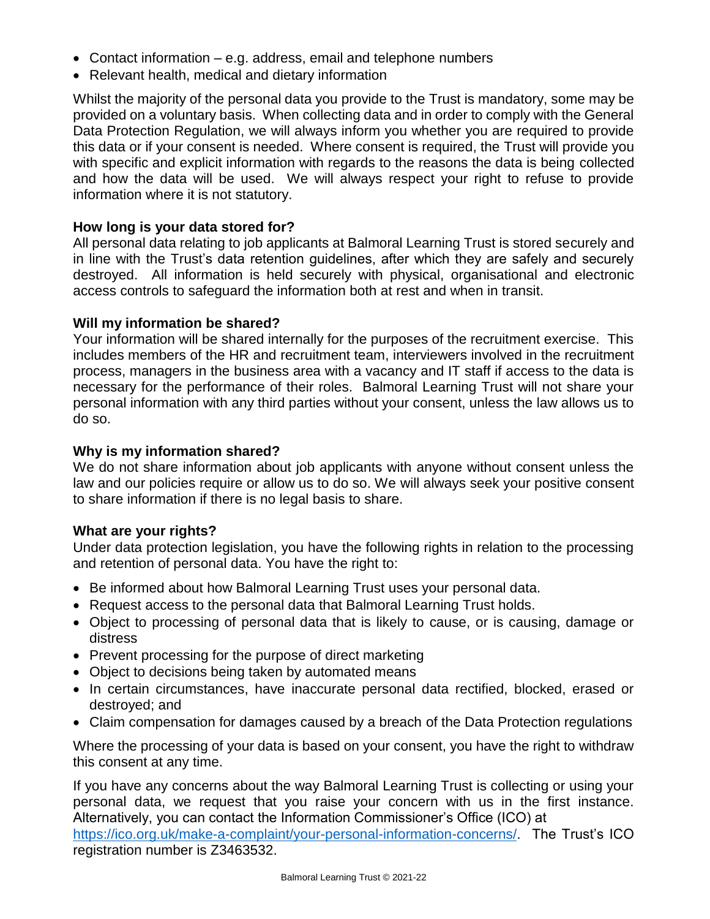- Contact information – e.g. address, email and telephone numbers
- Relevant health, medical and dietary information

Whilst the majority of the personal data you provide to the Trust is mandatory, some may be provided on a voluntary basis. When collecting data and in order to comply with the General Data Protection Regulation, we will always inform you whether you are required to provide this data or if your consent is needed. Where consent is required, the Trust will provide you with specific and explicit information with regards to the reasons the data is being collected and how the data will be used. We will always respect your right to refuse to provide information where it is not statutory.

**How long is your data stored for?**

All personal data relating to job applicants at Balmoral Learning Trust is stored securely and in line with the Trust's data retention guidelines, after which they are safely and securely destroyed. All information is held securely with physical, organisational and electronic access controls to safeguard the information both at rest and when in transit.

**Will my information be shared?**

Your information will be shared internally for the purposes of the recruitment exercise. This includes members of the HR and recruitment team, interviewers involved in the recruitment process, managers in the business area with a vacancy and IT staff if access to the data is necessary for the performance of their roles. Balmoral Learning Trust will not share your personal information with any third parties without your consent, unless the law allows us to do so.

**Why is my information shared?**

We do not share information about job applicants with anyone without consent unless the law and our policies require or allow us to do so. We will always seek your positive consent to share information if there is no legal basis to share.

**What are your rights?**

Under data protection legislation, you have the following rights in relation to the processing and retention of personal data. You have the right to:

- Be informed about how Balmoral Learning Trust uses your personal data.
- Request access to the personal data that Balmoral Learning Trust holds.
- Object to processing of personal data that is likely to cause, or is causing, damage or distress
- Prevent processing for the purpose of direct marketing
- Object to decisions being taken by automated means
- In certain circumstances, have inaccurate personal data rectified, blocked, erased or destroyed; and
- Claim compensation for damages caused by a breach of the Data Protection regulations

Where the processing of your data is based on your consent, you have the right to withdraw this consent at any time.

If you have any concerns about the way Balmoral Learning Trust is collecting or using your personal data, we request that you raise your concern with us in the first instance. Alternatively, you can contact the Information Commissioner's Office (ICO) at [https://ico.org.uk/make-a-complaint/your-personal-information-concerns/](https://ico.org.uk/make-a-complaint/your-personal-information-concerns/). The Trust's ICO registration number is Z3463532.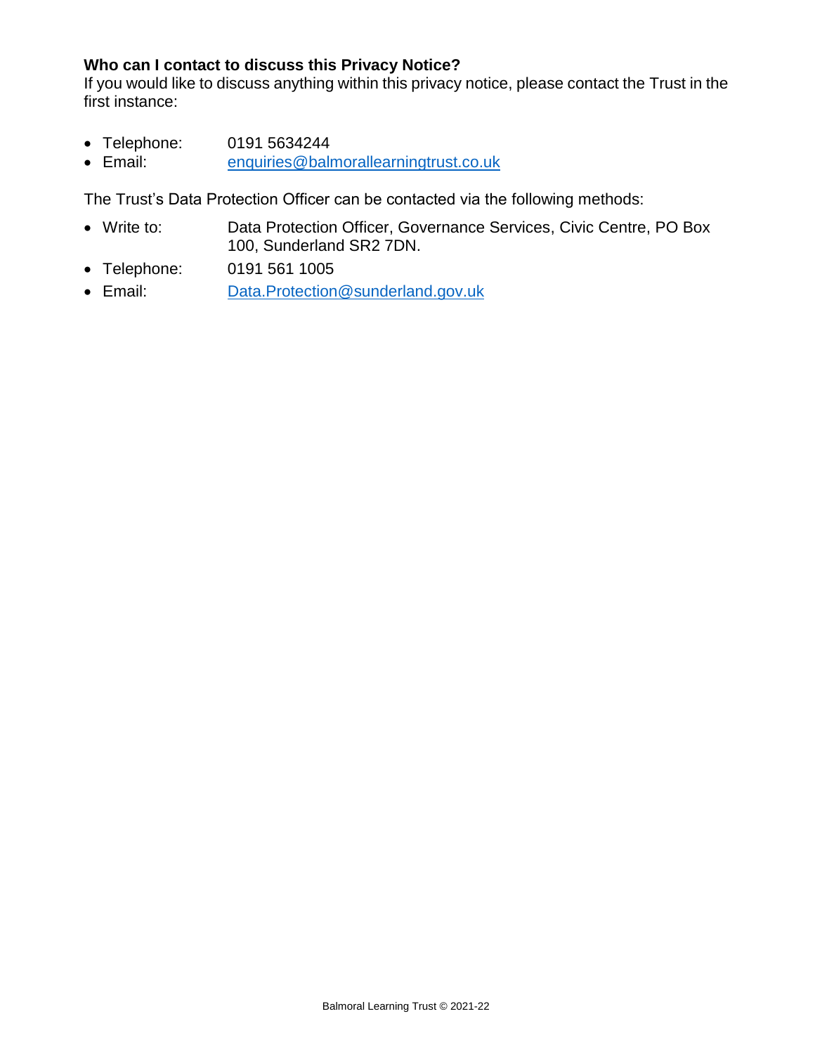**Who can I contact to discuss this Privacy Notice?**

If you would like to discuss anything within this privacy notice, please contact the Trust in the first instance:

- Telephone: 0191 5634244
- Email: enquiries@balmorallearningtrust.co.uk

The Trust's Data Protection Officer can be contacted via the following methods:

- Write to: Data Protection Officer, Governance Services, Civic Centre, PO Box 100, Sunderland SR2 7DN.
- Telephone: 0191 561 1005
- Email: Data.Protection@sunderland.gov.uk